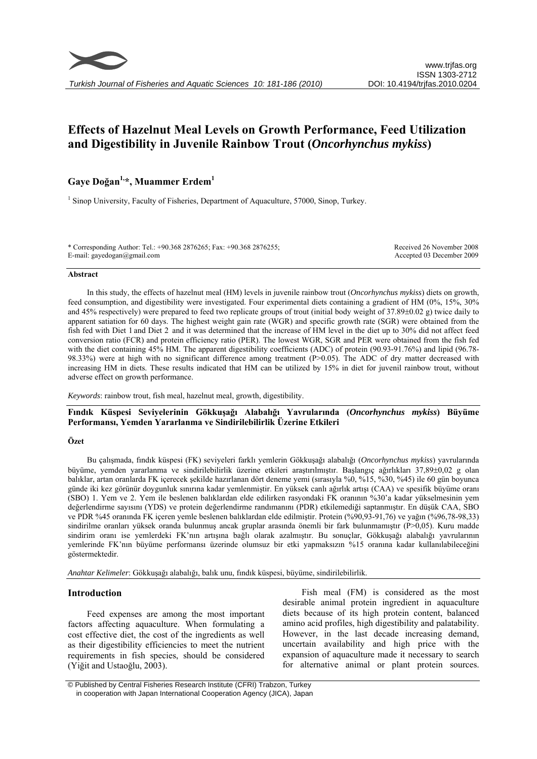# Effects of Hazelnut Meal Levels on Growth Performance, Feed Utilization and Digestibility in Juvenile Rainbow Trout (*Oncorhynchus mykiss*)

## Gaye Doğan[1,*], Muammer Erdem[1]

[1] Sinop University, Faculty of Fisheries, Department of Aquaculture, 57000, Sinop, Turkey.

\* Corresponding Author: Tel.: +90.368 2876265; Fax: +90.368 2876255;
E-mail: gayedogan@gmail.com

Received 26 November 2008
Accepted 03 December 2009

### Abstract

In this study, the effects of hazelnut meal (HM) levels in juvenile rainbow trout (*Oncorhynchus mykiss*) diets on growth, feed consumption, and digestibility were investigated. Four experimental diets containing a gradient of HM (0%, 15%, 30% and 45% respectively) were prepared to feed two replicate groups of trout (initial body weight of 37.89±0.02 g) twice daily to apparent satiation for 60 days. The highest weight gain rate (WGR) and specific growth rate (SGR) were obtained from the fish fed with Diet 1 and Diet 2 and it was determined that the increase of HM level in the diet up to 30% did not affect feed conversion ratio (FCR) and protein efficiency ratio (PER). The lowest WGR, SGR and PER were obtained from the fish fed with the diet containing 45% HM. The apparent digestibility coefficients (ADC) of protein (90.93-91.76%) and lipid (96.78-98.33%) were at high with no significant difference among treatment (P>0.05). The ADC of dry matter decreased with increasing HM in diets. These results indicated that HM can be utilized by 15% in diet for juvenil rainbow trout, without adverse effect on growth performance.

*Keywords*: rainbow trout, fish meal, hazelnut meal, growth, digestibility.

### Fındık Küspesi Seviyelerinin Gökkuşağı Alabalığı Yavrularında (*Oncorhynchus mykiss*) Büyüme Performansı, Yemden Yararlanma ve Sindirilebilirlik Üzerine Etkileri

### Özet

Bu çalışmada, fındık küspesi (FK) seviyeleri farklı yemlerin Gökkuşağı alabalığı (*Oncorhynchus mykiss*) yavrularında büyüme, yemden yararlanma ve sindirilebilirlik üzerine etkileri araştırılmıştır. Başlangıç ağırlıkları 37,89±0,02 g olan balıklar, artan oranlarda FK içerecek şekilde hazırlanan dört deneme yemi (sırasıyla %0, %15, %30, %45) ile 60 gün boyunca günde iki kez görünür doygunluk sınırına kadar yemlenmiştir. En yüksek canlı ağırlık artışı (CAA) ve spesifik büyüme oranı (SBO) 1. Yem ve 2. Yem ile beslenen balıklardan elde edilirken rasyondaki FK oranının %30'a kadar yükselmesinin yem değerlendirme sayısını (YDS) ve protein değerlendirme randımanını (PDR) etkilemediği saptanmıştır. En düşük CAA, SBO ve PDR %45 oranında FK içeren yemle beslenen balıklardan elde edilmiştir. Protein (%90,93-91,76) ve yağın (%96,78-98,33) sindirilme oranları yüksek oranda bulunmuş ancak gruplar arasında önemli bir fark bulunmamıştır (P>0,05). Kuru madde sindirim oranı ise yemlerdeki FK'nın artışına bağlı olarak azalmıştır. Bu sonuçlar, Gökkuşağı alabalığı yavrularının yemlerinde FK'nın büyüme performansı üzerinde olumsuz bir etki yapmaksızın %15 oranına kadar kullanılabileceğini göstermektedir.

*Anahtar Kelimeler*: Gökkuşağı alabalığı, balık unu, fındık küspesi, büyüme, sindirilebilirlik.

## Introduction

Feed expenses are among the most important factors affecting aquaculture. When formulating a cost effective diet, the cost of the ingredients as well as their digestibility efficiencies to meet the nutrient requirements in fish species, should be considered (Yiğit and Ustaoğlu, 2003).

Fish meal (FM) is considered as the most desirable animal protein ingredient in aquaculture diets because of its high protein content, balanced amino acid profiles, high digestibility and palatability. However, in the last decade increasing demand, uncertain availability and high price with the expansion of aquaculture made it necessary to search for alternative animal or plant protein sources.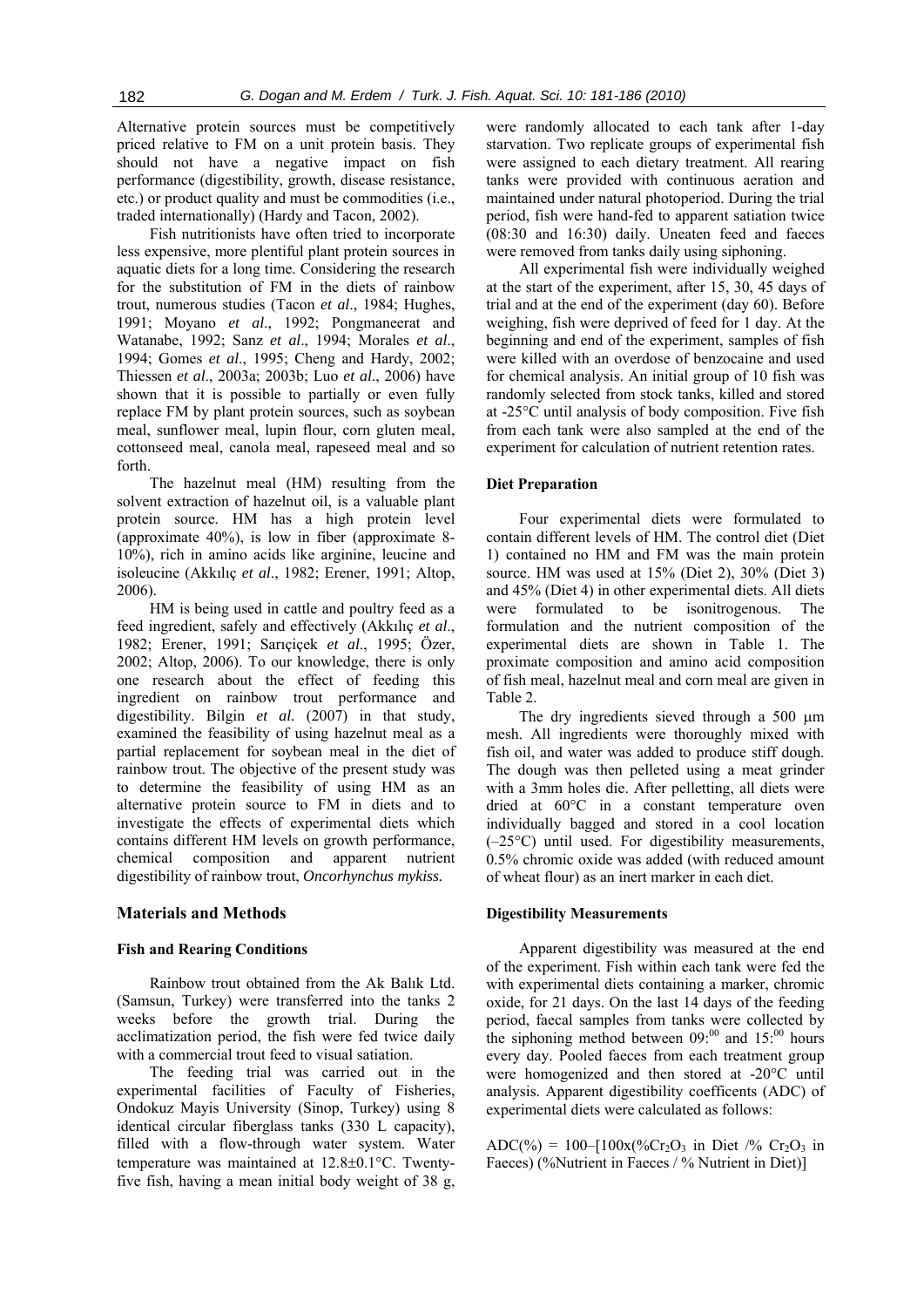Alternative protein sources must be competitively priced relative to FM on a unit protein basis. They should not have a negative impact on fish performance (digestibility, growth, disease resistance, etc.) or product quality and must be commodities (i.e., traded internationally) (Hardy and Tacon, 2002).

Fish nutritionists have often tried to incorporate less expensive, more plentiful plant protein sources in aquatic diets for a long time. Considering the research for the substitution of FM in the diets of rainbow trout, numerous studies (Tacon *et al*., 1984; Hughes, 1991; Moyano *et al*., 1992; Pongmaneerat and Watanabe, 1992; Sanz *et al*., 1994; Morales *et al*., 1994; Gomes *et al*., 1995; Cheng and Hardy, 2002; Thiessen *et al*., 2003a; 2003b; Luo *et al*., 2006) have shown that it is possible to partially or even fully replace FM by plant protein sources, such as soybean meal, sunflower meal, lupin flour, corn gluten meal, cottonseed meal, canola meal, rapeseed meal and so forth.

The hazelnut meal (HM) resulting from the solvent extraction of hazelnut oil, is a valuable plant protein source. HM has a high protein level (approximate 40%), is low in fiber (approximate 8-10%), rich in amino acids like arginine, leucine and isoleucine (Akkılıç *et al*., 1982; Erener, 1991; Altop, 2006).

HM is being used in cattle and poultry feed as a feed ingredient, safely and effectively (Akkılıç *et al*., 1982; Erener, 1991; Sarıçiçek *et al*., 1995; Özer, 2002; Altop, 2006). To our knowledge, there is only one research about the effect of feeding this ingredient on rainbow trout performance and digestibility. Bilgin *et al.* (2007) in that study, examined the feasibility of using hazelnut meal as a partial replacement for soybean meal in the diet of rainbow trout. The objective of the present study was to determine the feasibility of using HM as an alternative protein source to FM in diets and to investigate the effects of experimental diets which contains different HM levels on growth performance, chemical composition and apparent nutrient digestibility of rainbow trout, *Oncorhynchus mykiss.*

## Materials and Methods

### Fish and Rearing Conditions

Rainbow trout obtained from the Ak Balık Ltd. (Samsun, Turkey) were transferred into the tanks 2 weeks before the growth trial. During the acclimatization period, the fish were fed twice daily with a commercial trout feed to visual satiation.

The feeding trial was carried out in the experimental facilities of Faculty of Fisheries, Ondokuz Mayis University (Sinop, Turkey) using 8 identical circular fiberglass tanks (330 L capacity), filled with a flow-through water system. Water temperature was maintained at 12.8±0.1°C. Twenty-five fish, having a mean initial body weight of 38 g, were randomly allocated to each tank after 1-day starvation. Two replicate groups of experimental fish were assigned to each dietary treatment. All rearing tanks were provided with continuous aeration and maintained under natural photoperiod. During the trial period, fish were hand-fed to apparent satiation twice (08:30 and 16:30) daily. Uneaten feed and faeces were removed from tanks daily using siphoning.

All experimental fish were individually weighed at the start of the experiment, after 15, 30, 45 days of trial and at the end of the experiment (day 60). Before weighing, fish were deprived of feed for 1 day. At the beginning and end of the experiment, samples of fish were killed with an overdose of benzocaine and used for chemical analysis. An initial group of 10 fish was randomly selected from stock tanks, killed and stored at -25°C until analysis of body composition. Five fish from each tank were also sampled at the end of the experiment for calculation of nutrient retention rates.

### Diet Preparation

Four experimental diets were formulated to contain different levels of HM. The control diet (Diet 1) contained no HM and FM was the main protein source. HM was used at 15% (Diet 2), 30% (Diet 3) and 45% (Diet 4) in other experimental diets. All diets were formulated to be isonitrogenous. The formulation and the nutrient composition of the experimental diets are shown in Table 1. The proximate composition and amino acid composition of fish meal, hazelnut meal and corn meal are given in Table 2.

The dry ingredients sieved through a 500 μm mesh. All ingredients were thoroughly mixed with fish oil, and water was added to produce stiff dough. The dough was then pelleted using a meat grinder with a 3mm holes die. After pelletting, all diets were dried at 60°C in a constant temperature oven individually bagged and stored in a cool location (–25°C) until used. For digestibility measurements, 0.5% chromic oxide was added (with reduced amount of wheat flour) as an inert marker in each diet.

### Digestibility Measurements

Apparent digestibility was measured at the end of the experiment. Fish within each tank were fed the with experimental diets containing a marker, chromic oxide, for 21 days. On the last 14 days of the feeding period, faecal samples from tanks were collected by the siphoning method between 09:00 and 15:00 hours every day. Pooled faeces from each treatment group were homogenized and then stored at -20°C until analysis. Apparent digestibility coefficents (ADC) of experimental diets were calculated as follows:

$$ADC(\%) = 100–[100x(\%Cr_2O_3 \text{ in Diet } / \% \; Cr_2O_3 \text{ in Faeces}) (\%\text{Nutrient in Faeces} / \% \text{ Nutrient in Diet})]$$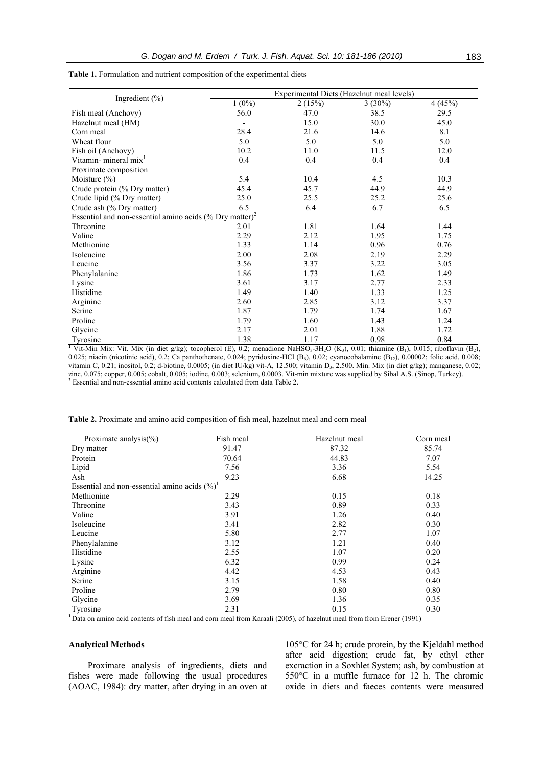**Table 1.** Formulation and nutrient composition of the experimental diets

| Ingredient (%) | Experimental Diets (Hazelnut meal levels) | | | |
|---|---|---|---|---|
| | 1 (0%) | 2 (15%) | 3 (30%) | 4 (45%) |
| Fish meal (Anchovy) | 56.0 | 47.0 | 38.5 | 29.5 |
| Hazelnut meal (HM) | - | 15.0 | 30.0 | 45.0 |
| Corn meal | 28.4 | 21.6 | 14.6 | 8.1 |
| Wheat flour | 5.0 | 5.0 | 5.0 | 5.0 |
| Fish oil (Anchovy) | 10.2 | 11.0 | 11.5 | 12.0 |
| Vitamin- mineral mix[1] | 0.4 | 0.4 | 0.4 | 0.4 |
| Proximate composition | | | | |
| Moisture (%) | 5.4 | 10.4 | 4.5 | 10.3 |
| Crude protein (% Dry matter) | 45.4 | 45.7 | 44.9 | 44.9 |
| Crude lipid (% Dry matter) | 25.0 | 25.5 | 25.2 | 25.6 |
| Crude ash (% Dry matter) | 6.5 | 6.4 | 6.7 | 6.5 |
| Essential and non-essential amino acids (% Dry matter)[2] | | | | |
| Threonine | 2.01 | 1.81 | 1.64 | 1.44 |
| Valine | 2.29 | 2.12 | 1.95 | 1.75 |
| Methionine | 1.33 | 1.14 | 0.96 | 0.76 |
| Isoleucine | 2.00 | 2.08 | 2.19 | 2.29 |
| Leucine | 3.56 | 3.37 | 3.22 | 3.05 |
| Phenylalanine | 1.86 | 1.73 | 1.62 | 1.49 |
| Lysine | 3.61 | 3.17 | 2.77 | 2.33 |
| Histidine | 1.49 | 1.40 | 1.33 | 1.25 |
| Arginine | 2.60 | 2.85 | 3.12 | 3.37 |
| Serine | 1.87 | 1.79 | 1.74 | 1.67 |
| Proline | 1.79 | 1.60 | 1.43 | 1.24 |
| Glycine | 2.17 | 2.01 | 1.88 | 1.72 |
| Tyrosine | 1.38 | 1.17 | 0.98 | 0.84 |

[1] Vit-Min Mix: Vit. Mix (in diet g/kg); tocopherol (E), 0.2; menadione $NaHSO_3$-$3H_2O$ ($K_3$), 0.01; thiamine ($B_1$), 0.015; riboflavin ($B_2$), 0.025; niacin (nicotinic acid), 0.2; Ca panthothenate, 0.024; pyridoxine-HCl ($B_6$), 0.02; cyanocobalamine ($B_{12}$), 0.00002; folic acid, 0.008; vitamin C, 0.21; inositol, 0.2; d-biotine, 0.0005; (in diet IU/kg) vit-A, 12.500; vitamin $D_3$, 2.500. Min. Mix (in diet g/kg); manganese, 0.02; zinc, 0.075; copper, 0.005; cobalt, 0.005; iodine, 0.003; selenium, 0.0003. Vit-min mixture was supplied by Sibal A.S. (Sinop, Turkey).
[2] Essential and non-essential amino acid contents calculated from data Table 2.

**Table 2.** Proximate and amino acid composition of fish meal, hazelnut meal and corn meal

| Proximate analysis(%) | Fish meal | Hazelnut meal | Corn meal |
|---|---|---|---|
| Dry matter | 91.47 | 87.32 | 85.74 |
| Protein | 70.64 | 44.83 | 7.07 |
| Lipid | 7.56 | 3.36 | 5.54 |
| Ash | 9.23 | 6.68 | 14.25 |
| Essential and non-essential amino acids (%)[1] | | | |
| Methionine | 2.29 | 0.15 | 0.18 |
| Threonine | 3.43 | 0.89 | 0.33 |
| Valine | 3.91 | 1.26 | 0.40 |
| Isoleucine | 3.41 | 2.82 | 0.30 |
| Leucine | 5.80 | 2.77 | 1.07 |
| Phenylalanine | 3.12 | 1.21 | 0.40 |
| Histidine | 2.55 | 1.07 | 0.20 |
| Lysine | 6.32 | 0.99 | 0.24 |
| Arginine | 4.42 | 4.53 | 0.43 |
| Serine | 3.15 | 1.58 | 0.40 |
| Proline | 2.79 | 0.80 | 0.80 |
| Glycine | 3.69 | 1.36 | 0.35 |
| Tyrosine | 2.31 | 0.15 | 0.30 |

[1] Data on amino acid contents of fish meal and corn meal from Karaali (2005), of hazelnut meal from from Erener (1991)

### Analytical Methods

Proximate analysis of ingredients, diets and fishes were made following the usual procedures (AOAC, 1984): dry matter, after drying in an oven at 105°C for 24 h; crude protein, by the Kjeldahl method after acid digestion; crude fat, by ethyl ether excraction in a Soxhlet System; ash, by combustion at 550°C in a muffle furnace for 12 h. The chromic oxide in diets and faeces contents were measured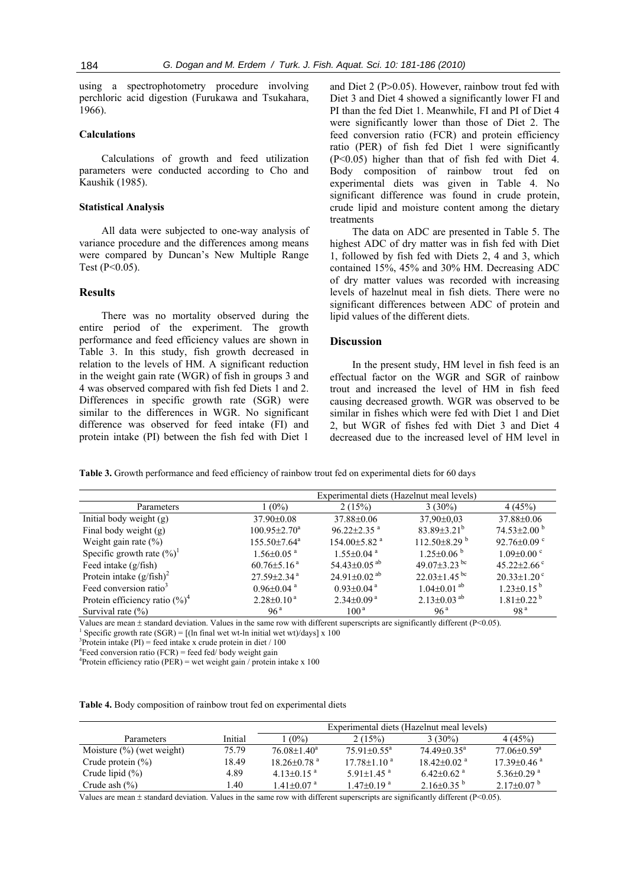using a spectrophotometry procedure involving perchloric acid digestion (Furukawa and Tsukahara, 1966).

### Calculations

Calculations of growth and feed utilization parameters were conducted according to Cho and Kaushik (1985).

### Statistical Analysis

All data were subjected to one-way analysis of variance procedure and the differences among means were compared by Duncan's New Multiple Range Test ($P<0.05$).

## Results

There was no mortality observed during the entire period of the experiment. The growth performance and feed efficiency values are shown in Table 3. In this study, fish growth decreased in relation to the levels of HM. A significant reduction in the weight gain rate (WGR) of fish in groups 3 and 4 was observed compared with fish fed Diets 1 and 2. Differences in specific growth rate (SGR) were similar to the differences in WGR. No significant difference was observed for feed intake (FI) and protein intake (PI) between the fish fed with Diet 1 and Diet 2 ($P>0.05$). However, rainbow trout fed with Diet 3 and Diet 4 showed a significantly lower FI and PI than the fed Diet 1. Meanwhile, FI and PI of Diet 4 were significantly lower than those of Diet 2. The feed conversion ratio (FCR) and protein efficiency ratio (PER) of fish fed Diet 1 were significantly ($P<0.05$) higher than that of fish fed with Diet 4. Body composition of rainbow trout fed on experimental diets was given in Table 4. No significant difference was found in crude protein, crude lipid and moisture content among the dietary treatments

The data on ADC are presented in Table 5. The highest ADC of dry matter was in fish fed with Diet 1, followed by fish fed with Diets 2, 4 and 3, which contained 15%, 45% and 30% HM. Decreasing ADC of dry matter values was recorded with increasing levels of hazelnut meal in fish diets. There were no significant differences between ADC of protein and lipid values of the different diets.

## Discussion

In the present study, HM level in fish feed is an effectual factor on the WGR and SGR of rainbow trout and increased the level of HM in fish feed causing decreased growth. WGR was observed to be similar in fishes which were fed with Diet 1 and Diet 2, but WGR of fishes fed with Diet 3 and Diet 4 decreased due to the increased level of HM level in

**Table 3.** Growth performance and feed efficiency of rainbow trout fed on experimental diets for 60 days

| | Experimental diets (Hazelnut meal levels) | | | |
|---|---|---|---|---|
| Parameters | 1 (0%) | 2 (15%) | 3 (30%) | 4 (45%) |
| Initial body weight (g) | 37.90±0.08 | 37.88±0.06 | 37,90±0,03 | 37.88±0.06 |
| Final body weight (g) | 100.95±2.70[a] | 96.22±2.35 [a] | 83.89±3.21[b] | 74.53±2.00 [b] |
| Weight gain rate (%) | 155.50±7.64[a] | 154.00±5.82 [a] | 112.50±8.29 [b] | 92.76±0.09 [c] |
| Specific growth rate (%)[1] | 1.56±0.05 [a] | 1.55±0.04 [a] | 1.25±0.06 [b] | 1.09±0.00 [c] |
| Feed intake (g/fish) | 60.76±5.16 [a] | 54.43±0.05 [ab] | 49.07±3.23 [bc] | 45.22±2.66 [c] |
| Protein intake (g/fish)[2] | 27.59±2.34 [a] | 24.91±0.02 [ab] | 22.03±1.45 [bc] | 20.33±1.20 [c] |
| Feed conversion ratio[3] | 0.96±0.04 [a] | 0.93±0.04 [a] | 1.04±0.01 [ab] | 1.23±0.15 [b] |
| Protein efficiency ratio (%)[4] | 2.28±0.10 [a] | 2.34±0.09 [a] | 2.13±0.03 [ab] | 1.81±0.22 [b] |
| Survival rate (%) | 96 [a] | 100 [a] | 96 [a] | 98 [a] |

Values are mean ± standard deviation. Values in the same row with different superscripts are significantly different ($P<0.05$).
[1] Specific growth rate (SGR) = [(ln final wet wt-ln initial wet wt)/days] x 100
[3]Protein intake (PI) = feed intake x crude protein in diet / 100
[4]Feed conversion ratio (FCR) = feed fed/ body weight gain
[4]Protein efficiency ratio (PER) = wet weight gain / protein intake x 100

**Table 4.** Body composition of rainbow trout fed on experimental diets

| | | Experimental diets (Hazelnut meal levels) | | | |
|---|---|---|---|---|---|
| Parameters | Initial | 1 (0%) | 2 (15%) | 3 (30%) | 4 (45%) |
| Moisture (%) (wet weight) | 75.79 | 76.08±1.40[a] | 75.91±0.55[a] | 74.49±0.35[a] | 77.06±0.59[a] |
| Crude protein (%) | 18.49 | 18.26±0.78 [a] | 17.78±1.10 [a] | 18.42±0.02 [a] | 17.39±0.46 [a] |
| Crude lipid (%) | 4.89 | 4.13±0.15 [a] | 5.91±1.45 [a] | 6.42±0.62 [a] | 5.36±0.29 [a] |
| Crude ash (%) | 1.40 | 1.41±0.07 [a] | 1.47±0.19 [a] | 2.16±0.35 [b] | 2.17±0.07 [b] |

Values are mean ± standard deviation. Values in the same row with different superscripts are significantly different ($P<0.05$).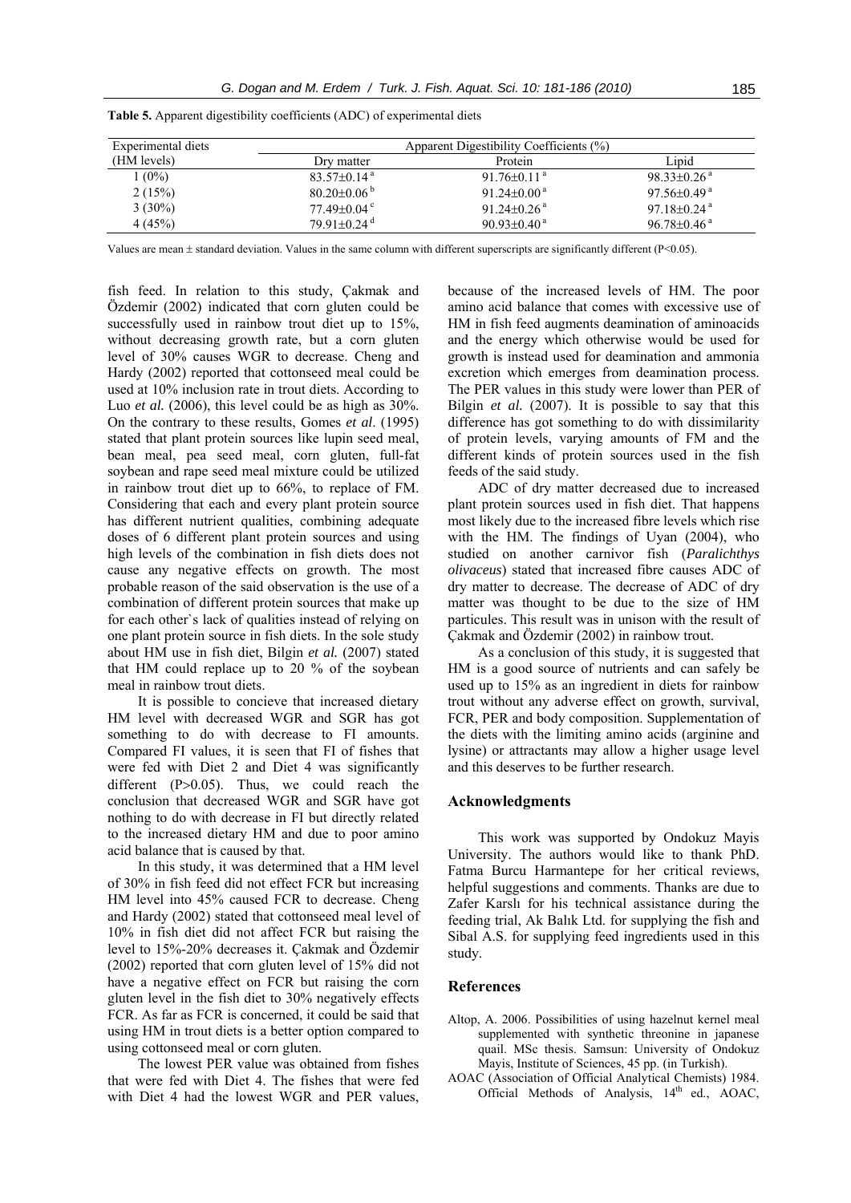**Table 5.** Apparent digestibility coefficients (ADC) of experimental diets

| Experimental diets (HM levels) | Apparent Digestibility Coefficients (%) | | |
|---|---|---|---|
| | Dry matter | Protein | Lipid |
| 1 (0%) | $83.57 \pm 0.14^{a}$ | $91.76 \pm 0.11^{a}$ | $98.33 \pm 0.26^{a}$ |
| 2 (15%) | $80.20 \pm 0.06^{b}$ | $91.24 \pm 0.00^{a}$ | $97.56 \pm 0.49^{a}$ |
| 3 (30%) | $77.49 \pm 0.04^{c}$ | $91.24 \pm 0.26^{a}$ | $97.18 \pm 0.24^{a}$ |
| 4 (45%) | $79.91 \pm 0.24^{d}$ | $90.93 \pm 0.40^{a}$ | $96.78 \pm 0.46^{a}$ |

Values are mean ± standard deviation. Values in the same column with different superscripts are significantly different ($P<0.05$).

fish feed. In relation to this study, Çakmak and Özdemir (2002) indicated that corn gluten could be successfully used in rainbow trout diet up to 15%, without decreasing growth rate, but a corn gluten level of 30% causes WGR to decrease. Cheng and Hardy (2002) reported that cottonseed meal could be used at 10% inclusion rate in trout diets. According to Luo *et al.* (2006), this level could be as high as 30%. On the contrary to these results, Gomes *et al*. (1995) stated that plant protein sources like lupin seed meal, bean meal, pea seed meal, corn gluten, full-fat soybean and rape seed meal mixture could be utilized in rainbow trout diet up to 66%, to replace of FM. Considering that each and every plant protein source has different nutrient qualities, combining adequate doses of 6 different plant protein sources and using high levels of the combination in fish diets does not cause any negative effects on growth. The most probable reason of the said observation is the use of a combination of different protein sources that make up for each other`s lack of qualities instead of relying on one plant protein source in fish diets. In the sole study about HM use in fish diet, Bilgin *et al.* (2007) stated that HM could replace up to 20 % of the soybean meal in rainbow trout diets.

It is possible to concieve that increased dietary HM level with decreased WGR and SGR has got something to do with decrease to FI amounts. Compared FI values, it is seen that FI of fishes that were fed with Diet 2 and Diet 4 was significantly different ($P>0.05$). Thus, we could reach the conclusion that decreased WGR and SGR have got nothing to do with decrease in FI but directly related to the increased dietary HM and due to poor amino acid balance that is caused by that.

In this study, it was determined that a HM level of 30% in fish feed did not effect FCR but increasing HM level into 45% caused FCR to decrease. Cheng and Hardy (2002) stated that cottonseed meal level of 10% in fish diet did not affect FCR but raising the level to 15%-20% decreases it. Çakmak and Özdemir (2002) reported that corn gluten level of 15% did not have a negative effect on FCR but raising the corn gluten level in the fish diet to 30% negatively effects FCR. As far as FCR is concerned, it could be said that using HM in trout diets is a better option compared to using cottonseed meal or corn gluten.

The lowest PER value was obtained from fishes that were fed with Diet 4. The fishes that were fed with Diet 4 had the lowest WGR and PER values, because of the increased levels of HM. The poor amino acid balance that comes with excessive use of HM in fish feed augments deamination of aminoacids and the energy which otherwise would be used for growth is instead used for deamination and ammonia excretion which emerges from deamination process. The PER values in this study were lower than PER of Bilgin *et al.* (2007). It is possible to say that this difference has got something to do with dissimilarity of protein levels, varying amounts of FM and the different kinds of protein sources used in the fish feeds of the said study.

ADC of dry matter decreased due to increased plant protein sources used in fish diet. That happens most likely due to the increased fibre levels which rise with the HM. The findings of Uyan (2004), who studied on another carnivor fish (*Paralichthys olivaceus*) stated that increased fibre causes ADC of dry matter to decrease. The decrease of ADC of dry matter was thought to be due to the size of HM particules. This result was in unison with the result of Çakmak and Özdemir (2002) in rainbow trout.

As a conclusion of this study, it is suggested that HM is a good source of nutrients and can safely be used up to 15% as an ingredient in diets for rainbow trout without any adverse effect on growth, survival, FCR, PER and body composition. Supplementation of the diets with the limiting amino acids (arginine and lysine) or attractants may allow a higher usage level and this deserves to be further research.

## Acknowledgments

This work was supported by Ondokuz Mayis University. The authors would like to thank PhD. Fatma Burcu Harmantepe for her critical reviews, helpful suggestions and comments. Thanks are due to Zafer Karslı for his technical assistance during the feeding trial, Ak Balık Ltd. for supplying the fish and Sibal A.S. for supplying feed ingredients used in this study.

## References

Altop, A. 2006. Possibilities of using hazelnut kernel meal supplemented with synthetic threonine in japanese quail. MSc thesis. Samsun: University of Ondokuz Mayis, Institute of Sciences, 45 pp. (in Turkish).

AOAC (Association of Official Analytical Chemists) 1984. Official Methods of Analysis, 14th ed., AOAC,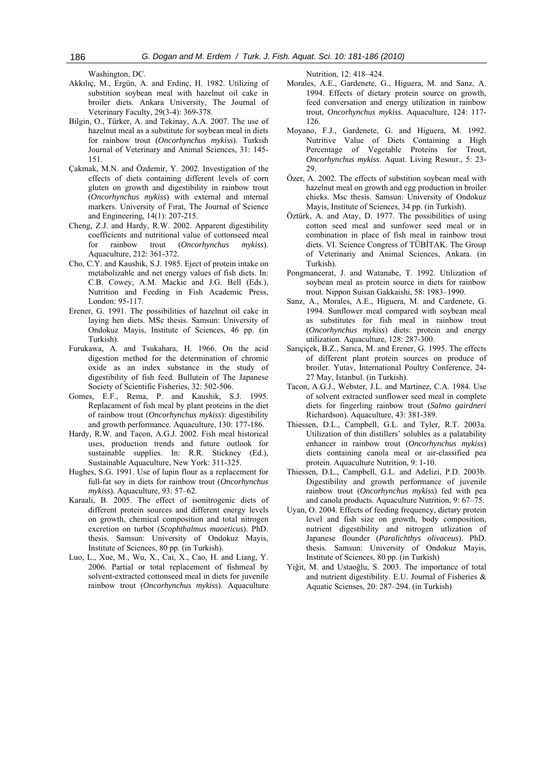Washington, DC.

Akkılıç, M., Ergün, A. and Erdinç, H. 1982. Utilizing of substition soybean meal with hazelnut oil cake in broiler diets. Ankara University, The Journal of Veterinary Faculty, 29(3-4): 369-378.

Bilgin, O., Türker, A. and Tekinay, A.A. 2007. The use of hazelnut meal as a substitute for soybean meal in diets for rainbow trout (*Oncorhynchus mykiss*). Turkısh Journal of Veterinary and Animal Sciences, 31: 145-151.

Çakmak, M.N. and Özdemir, Y. 2002. Investigation of the effects of diets containing different levels of corn gluten on growth and digestibility in rainbow trout (*Oncorhynchus mykiss*) with external and ınternal markers. University of Fırat, The Journal of Science and Engineering, 14(1): 207-215.

Cheng, Z.J. and Hardy, R.W. 2002. Apparent digestibility coefficients and nutritional value of cottonseed meal for rainbow trout (*Oncorhynchus mykiss*). Aquaculture, 212: 361-372.

Cho, C.Y. and Kaushik, S.J. 1985. Eject of protein intake on metabolizable and net energy values of fish diets. In: C.B. Cowey, A.M. Mackie and J.G. Bell (Eds.), Nutrition and Feeding in Fish Academic Press, London: 95-117.

Erener, G. 1991. The possibilities of hazelnut oil cake in laying hen diets. MSc thesis. Samsun: University of Ondokuz Mayis, Institute of Sciences, 46 pp. (in Turkish).

Furukawa, A. and Tsukahara, H. 1966. On the acid digestion method for the determination of chromic oxide as an index substance in the study of digestibility of fish feed. Bullutein of The Japanese Society of Scientific Fisheries, 32: 502-506.

Gomes, E.F., Rema, P. and Kaushik, S.J. 1995. Replacament of fish meal by plant proteins in the diet of rainbow trout (*Oncorhynchus mykiss*): digestibility and growth performance. Aquaculture, 130: 177-186.

Hardy, R.W. and Tacon, A.G.J. 2002. Fish meal historical uses, production trends and future outlook for sustainable supplies. In: R.R. Stickney (Ed.), Sustainable Aquaculture, New York: 311-325.

Hughes, S.G. 1991. Use of lupin flour as a replacement for full-fat soy in diets for rainbow trout (*Oncorhynchus mykiss*). Aquaculture, 93: 57–62.

Karaali, B. 2005. The effect of isonitrogenic diets of different protein sources and different energy levels on growth, chemical composition and total nitrogen excretion on turbot (*Scophthalmus maoeticus*). PhD. thesis. Samsun: University of Ondokuz Mayis, Institute of Sciences, 80 pp. (in Turkish).

Luo, L., Xue, M., Wu, X., Cai, X., Cao, H. and Liang, Y. 2006. Partial or total replacement of fishmeal by solvent-extracted cottonseed meal in diets for juvenile rainbow trout (*Oncorhynchus mykiss*). Aquaculture Nutrition, 12: 418–424.

Morales, A.E., Gardenete, G., Higuera, M. and Sanz, A. 1994. Effects of dietary protein source on growth, feed conversation and energy utilization in rainbow trout, *Oncorhynchus mykiss*. Aquaculture, 124: 117-126.

Moyano, F.J., Gardenete, G. and Higuera, M. 1992. Nutritive Value of Diets Containing a High Percentage of Vegetable Proteins for Trout, *Oncorhynchus mykiss*. Aquat. Living Resour., 5: 23-29.

Özer, A. 2002. The effects of substition soybean meal with hazelnut meal on growth and egg production in broiler chieks. Msc thesis. Samsun: University of Ondokuz Mayis, Institute of Sciences, 34 pp. (in Turkish).

Öztürk, A. and Atay, D. 1977. The possibilities of using cotton seed meal and sunfower seed meal or in combination in place of fish meal in rainbow trout diets. VI. Science Congress of TÜBİTAK. The Group of Veterinariy and Animal Sciences, Ankara. (in Turkish).

Pongmaneerat, J. and Watanabe, T. 1992. Utilization of soybean meal as protein source in diets for rainbow trout. Nippon Suisan Gakkaishi, 58: 1983–1990.

Sanz, A., Morales, A.E., Higuera, M. and Cardenete, G. 1994. Sunflower meal compared with soybean meal as substitutes for fish meal in rainbow trout (*Oncorhynchus mykiss*) diets: protein and energy utilization. Aquaculture, 128: 287-300.

Sarıçiçek, B.Z., Sarıca, M. and Erener, G. 1995. The effects of different plant protein sources on produce of broiler. Yutav, International Poultry Conference, 24-27 May, Istanbul. (in Turkish).

Tacon, A.G.J., Webster, J.L. and Martinez, C.A. 1984. Use of solvent extracted sunflower seed meal in complete diets for fingerling rainbow trout (*Salmo gairdneri* Richardson). Aquaculture, 43: 381-389.

Thiessen, D.L., Campbell, G.L. and Tyler, R.T. 2003a. Utilization of thin distillers' solubles as a palatability enhancer in rainbow trout (*Oncorhynchus mykiss*) diets containing canola meal or air-classified pea protein. Aquaculture Nutrition, 9: 1-10.

Thiessen, D.L., Campbell, G.L. and Adelizi, P.D. 2003b. Digestibility and growth performance of juvenile rainbow trout (*Oncorhynchus mykiss*) fed with pea and canola products. Aquaculture Nutrition, 9: 67–75.

Uyan, O. 2004. Effects of feeding frequency, dietary protein level and fish size on growth, body composition, nutrient digestibility and nitrogen utlization of Japanese flounder (*Paralichthys olivaceus*). PhD. thesis. Samsun: University of Ondokuz Mayis, Institute of Sciences, 80 pp. (in Turkish)

Yiğit, M. and Ustaoğlu, S. 2003. The importance of total and nutrient digestibility. E.U. Journal of Fisheries & Aquatic Scienses, 20: 287–294. (in Turkish)